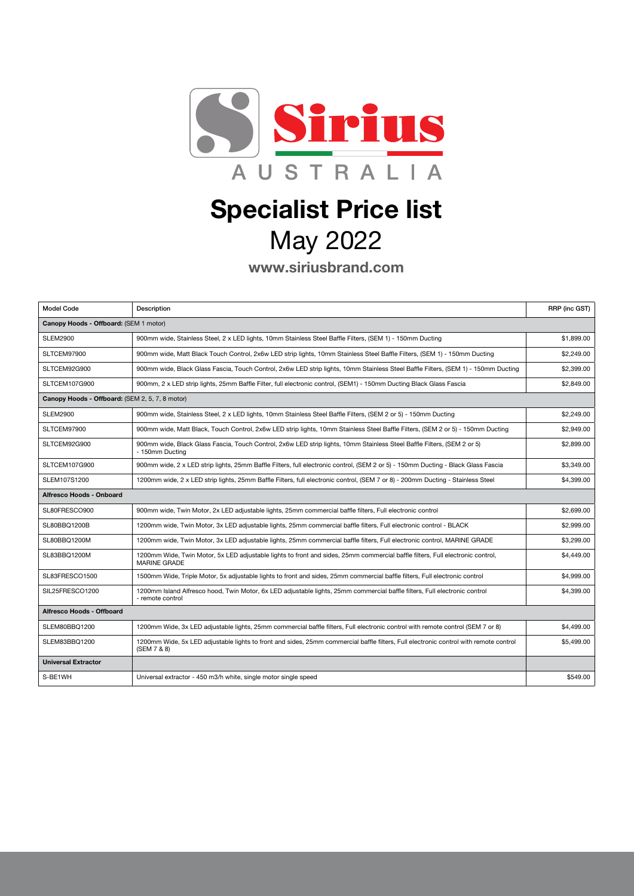# Sirius

AUSTRALIA

# Specialist Price list

## May 2022

**www.siriusbrand.com**

| Model Code | Description | RRP (inc GST) |
|---|---|---|
| **Canopy Hoods - Offboard:** (SEM 1 motor) | | |
| SLEM2900 | 900mm wide, Stainless Steel, 2 x LED lights, 10mm Stainless Steel Baffle Filters, (SEM 1) - 150mm Ducting | $1,899.00 |
| SLTCEM97900 | 900mm wide, Matt Black Touch Control, 2x6w LED strip lights, 10mm Stainless Steel Baffle Filters, (SEM 1) - 150mm Ducting | $2,249.00 |
| SLTCEM92G900 | 900mm wide, Black Glass Fascia, Touch Control, 2x6w LED strip lights, 10mm Stainless Steel Baffle Filters, (SEM 1) - 150mm Ducting | $2,399.00 |
| SLTCEM107G900 | 900mm, 2 x LED strip lights, 25mm Baffle Filter, full electronic control, (SEM1) - 150mm Ducting Black Glass Fascia | $2,849.00 |
| **Canopy Hoods - Offboard:** (SEM 2, 5, 7, 8 motor) | | |
| SLEM2900 | 900mm wide, Stainless Steel, 2 x LED lights, 10mm Stainless Steel Baffle Filters, (SEM 2 or 5) - 150mm Ducting | $2,249.00 |
| SLTCEM97900 | 900mm wide, Matt Black, Touch Control, 2x6w LED strip lights, 10mm Stainless Steel Baffle Filters, (SEM 2 or 5) - 150mm Ducting | $2,949.00 |
| SLTCEM92G900 | 900mm wide, Black Glass Fascia, Touch Control, 2x6w LED strip lights, 10mm Stainless Steel Baffle Filters, (SEM 2 or 5) - 150mm Ducting | $2,899.00 |
| SLTCEM107G900 | 900mm wide, 2 x LED strip lights, 25mm Baffle Filters, full electronic control, (SEM 2 or 5) - 150mm Ducting - Black Glass Fascia | $3,349.00 |
| SLEM107S1200 | 1200mm wide, 2 x LED strip lights, 25mm Baffle Filters, full electronic control, (SEM 7 or 8) - 200mm Ducting - Stainless Steel | $4,399.00 |
| **Alfresco Hoods - Onboard** | | |
| SL80FRESCO900 | 900mm wide, Twin Motor, 2x LED adjustable lights, 25mm commercial baffle filters, Full electronic control | $2,699.00 |
| SL80BBQ1200B | 1200mm wide, Twin Motor, 3x LED adjustable lights, 25mm commercial baffle filters, Full electronic control - BLACK | $2,999.00 |
| SL80BBQ1200M | 1200mm wide, Twin Motor, 3x LED adjustable lights, 25mm commercial baffle filters, Full electronic control, MARINE GRADE | $3,299.00 |
| SL83BBQ1200M | 1200mm Wide, Twin Motor, 5x LED adjustable lights to front and sides, 25mm commercial baffle filters, Full electronic control, MARINE GRADE | $4,449.00 |
| SL83FRESCO1500 | 1500mm Wide, Triple Motor, 5x adjustable lights to front and sides, 25mm commercial baffle filters, Full electronic control | $4,999.00 |
| SIL25FRESCO1200 | 1200mm Island Alfresco hood, Twin Motor, 6x LED adjustable lights, 25mm commercial baffle filters, Full electronic control - remote control | $4,399.00 |
| **Alfresco Hoods - Offboard** | | |
| SLEM80BBQ1200 | 1200mm Wide, 3x LED adjustable lights, 25mm commercial baffle filters, Full electronic control with remote control (SEM 7 or 8) | $4,499.00 |
| SLEM83BBQ1200 | 1200mm Wide, 5x LED adjustable lights to front and sides, 25mm commercial baffle filters, Full electronic control with remote control (SEM 7 & 8) | $5,499.00 |
| **Universal Extractor** | | |
| S-BE1WH | Universal extractor - 450 m3/h white, single motor single speed | $549.00 |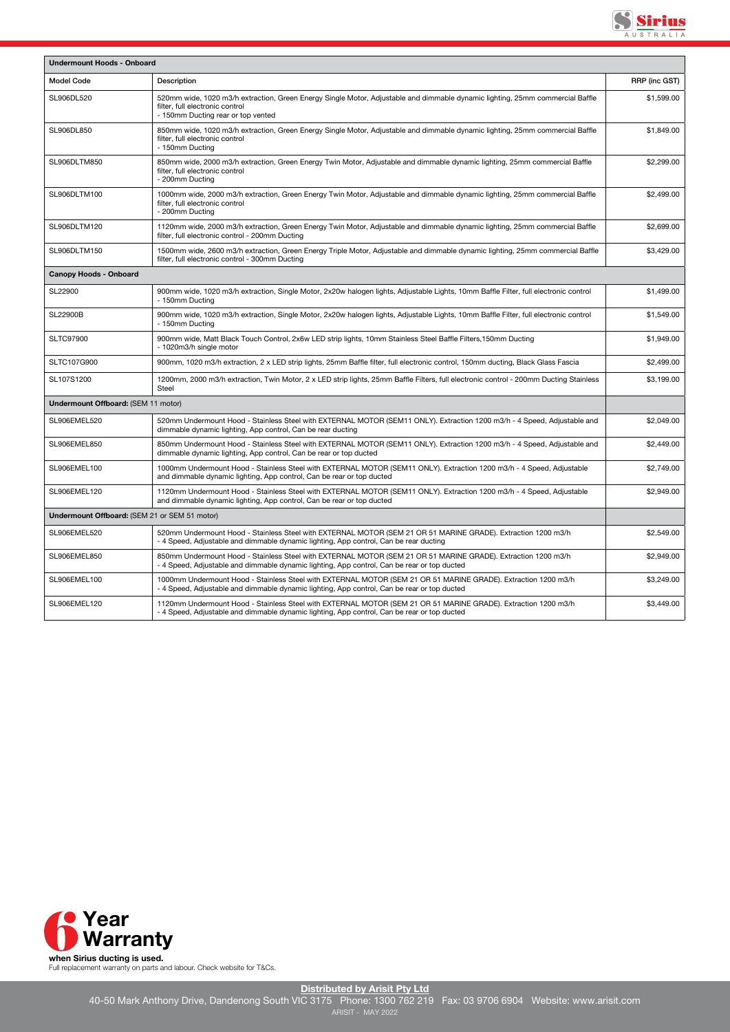| Model Code | Description | RRP (inc GST) |
|---|---|---|
| **Undermount Hoods - Onboard** | | |
| SL906DL520 | 520mm wide, 1020 m3/h extraction, Green Energy Single Motor, Adjustable and dimmable dynamic lighting, 25mm commercial Baffle filter, full electronic control - 150mm Ducting rear or top vented | $1,599.00 |
| SL906DL850 | 850mm wide, 1020 m3/h extraction, Green Energy Single Motor, Adjustable and dimmable dynamic lighting, 25mm commercial Baffle filter, full electronic control - 150mm Ducting | $1,849.00 |
| SL906DLTM850 | 850mm wide, 2000 m3/h extraction, Green Energy Twin Motor, Adjustable and dimmable dynamic lighting, 25mm commercial Baffle filter, full electronic control - 200mm Ducting | $2,299.00 |
| SL906DLTM100 | 1000mm wide, 2000 m3/h extraction, Green Energy Twin Motor, Adjustable and dimmable dynamic lighting, 25mm commercial Baffle filter, full electronic control - 200mm Ducting | $2,499.00 |
| SL906DLTM120 | 1120mm wide, 2000 m3/h extraction, Green Energy Twin Motor, Adjustable and dimmable dynamic lighting, 25mm commercial Baffle filter, full electronic control - 200mm Ducting | $2,699.00 |
| SL906DLTM150 | 1500mm wide, 2600 m3/h extraction, Green Energy Triple Motor, Adjustable and dimmable dynamic lighting, 25mm commercial Baffle filter, full electronic control - 300mm Ducting | $3,429.00 |
| **Canopy Hoods - Onboard** | | |
| SL22900 | 900mm wide, 1020 m3/h extraction, Single Motor, 2x20w halogen lights, Adjustable Lights, 10mm Baffle Filter, full electronic control - 150mm Ducting | $1,499.00 |
| SL22900B | 900mm wide, 1020 m3/h extraction, Single Motor, 2x20w halogen lights, Adjustable Lights, 10mm Baffle Filter, full electronic control - 150mm Ducting | $1,549.00 |
| SLTC97900 | 900mm wide, Matt Black Touch Control, 2x6w LED strip lights, 10mm Stainless Steel Baffle Filters,150mm Ducting - 1020m3/h single motor | $1,949.00 |
| SLTC107G900 | 900mm, 1020 m3/h extraction, 2 x LED strip lights, 25mm Baffle filter, full electronic control, 150mm ducting, Black Glass Fascia | $2,499.00 |
| SL107S1200 | 1200mm, 2000 m3/h extraction, Twin Motor, 2 x LED strip lights, 25mm Baffle Filters, full electronic control - 200mm Ducting Stainless Steel | $3,199.00 |
| **Undermount Offboard:** (SEM 11 motor) | | |
| SL906EMEL520 | 520mm Undermount Hood - Stainless Steel with EXTERNAL MOTOR (SEM11 ONLY). Extraction 1200 m3/h - 4 Speed, Adjustable and dimmable dynamic lighting, App control, Can be rear ducting | $2,049.00 |
| SL906EMEL850 | 850mm Undermount Hood - Stainless Steel with EXTERNAL MOTOR (SEM11 ONLY). Extraction 1200 m3/h - 4 Speed, Adjustable and dimmable dynamic lighting, App control, Can be rear or top ducted | $2,449.00 |
| SL906EMEL100 | 1000mm Undermount Hood - Stainless Steel with EXTERNAL MOTOR (SEM11 ONLY). Extraction 1200 m3/h - 4 Speed, Adjustable and dimmable dynamic lighting, App control, Can be rear or top ducted | $2,749.00 |
| SL906EMEL120 | 1120mm Undermount Hood - Stainless Steel with EXTERNAL MOTOR (SEM11 ONLY). Extraction 1200 m3/h - 4 Speed, Adjustable and dimmable dynamic lighting, App control, Can be rear or top ducted | $2,949.00 |
| **Undermount Offboard:** (SEM 21 or SEM 51 motor) | | |
| SL906EMEL520 | 520mm Undermount Hood - Stainless Steel with EXTERNAL MOTOR (SEM 21 OR 51 MARINE GRADE). Extraction 1200 m3/h - 4 Speed, Adjustable and dimmable dynamic lighting, App control, Can be rear ducting | $2,549.00 |
| SL906EMEL850 | 850mm Undermount Hood - Stainless Steel with EXTERNAL MOTOR (SEM 21 OR 51 MARINE GRADE). Extraction 1200 m3/h - 4 Speed, Adjustable and dimmable dynamic lighting, App control, Can be rear or top ducted | $2,949.00 |
| SL906EMEL100 | 1000mm Undermount Hood - Stainless Steel with EXTERNAL MOTOR (SEM 21 OR 51 MARINE GRADE). Extraction 1200 m3/h - 4 Speed, Adjustable and dimmable dynamic lighting, App control, Can be rear or top ducted | $3,249.00 |
| SL906EMEL120 | 1120mm Undermount Hood - Stainless Steel with EXTERNAL MOTOR (SEM 21 OR 51 MARINE GRADE). Extraction 1200 m3/h - 4 Speed, Adjustable and dimmable dynamic lighting, App control, Can be rear or top ducted | $3,449.00 |

**6 Year Warranty**

**when Sirius ducting is used.**
Full replacement warranty on parts and labour. Check website for T&Cs.

**Distributed by Arisit Pty Ltd**
40-50 Mark Anthony Drive, Dandenong South VIC 3175 Phone: 1300 762 219 Fax: 03 9706 6904 Website: www.arisit.com
ARISIT - MAY 2022